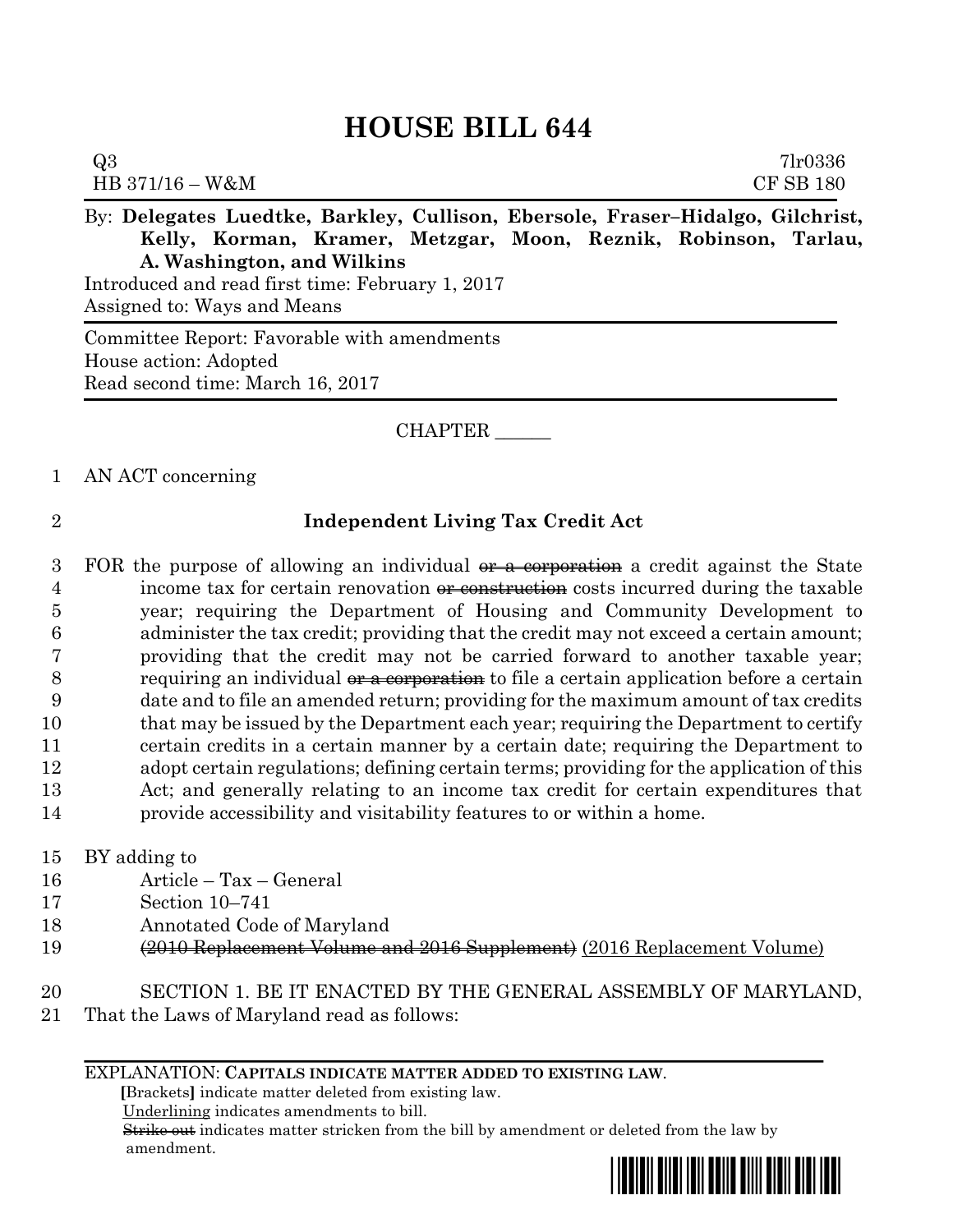# HOUSE BILL 644

Q3 7lr0336
HB 371/16 – W&M CF SB 180

By: **Delegates Luedtke, Barkley, Cullison, Ebersole, Fraser–Hidalgo, Gilchrist, Kelly, Korman, Kramer, Metzgar, Moon, Reznik, Robinson, Tarlau, A. Washington, and Wilkins**

Introduced and read first time: February 1, 2017
Assigned to: Ways and Means

Committee Report: Favorable with amendments
House action: Adopted
Read second time: March 16, 2017

CHAPTER ______

1 AN ACT concerning

2 **Independent Living Tax Credit Act**

3 FOR the purpose of allowing an individual ~~or a corporation~~ a credit against the State
4 income tax for certain renovation ~~or construction~~ costs incurred during the taxable
5 year; requiring the Department of Housing and Community Development to
6 administer the tax credit; providing that the credit may not exceed a certain amount;
7 providing that the credit may not be carried forward to another taxable year;
8 requiring an individual ~~or a corporation~~ to file a certain application before a certain
9 date and to file an amended return; providing for the maximum amount of tax credits
10 that may be issued by the Department each year; requiring the Department to certify
11 certain credits in a certain manner by a certain date; requiring the Department to
12 adopt certain regulations; defining certain terms; providing for the application of this
13 Act; and generally relating to an income tax credit for certain expenditures that
14 provide accessibility and visitability features to or within a home.

15 BY adding to
16 Article – Tax – General
17 Section 10–741
18 Annotated Code of Maryland
19 ~~(2010 Replacement Volume and 2016 Supplement)~~ <u>(2016 Replacement Volume)</u>

20 SECTION 1. BE IT ENACTED BY THE GENERAL ASSEMBLY OF MARYLAND,
21 That the Laws of Maryland read as follows:

EXPLANATION: **CAPITALS INDICATE MATTER ADDED TO EXISTING LAW.**
**[**Brackets**]** indicate matter deleted from existing law.
<u>Underlining</u> indicates amendments to bill.
~~Strike out~~ indicates matter stricken from the bill by amendment or deleted from the law by amendment.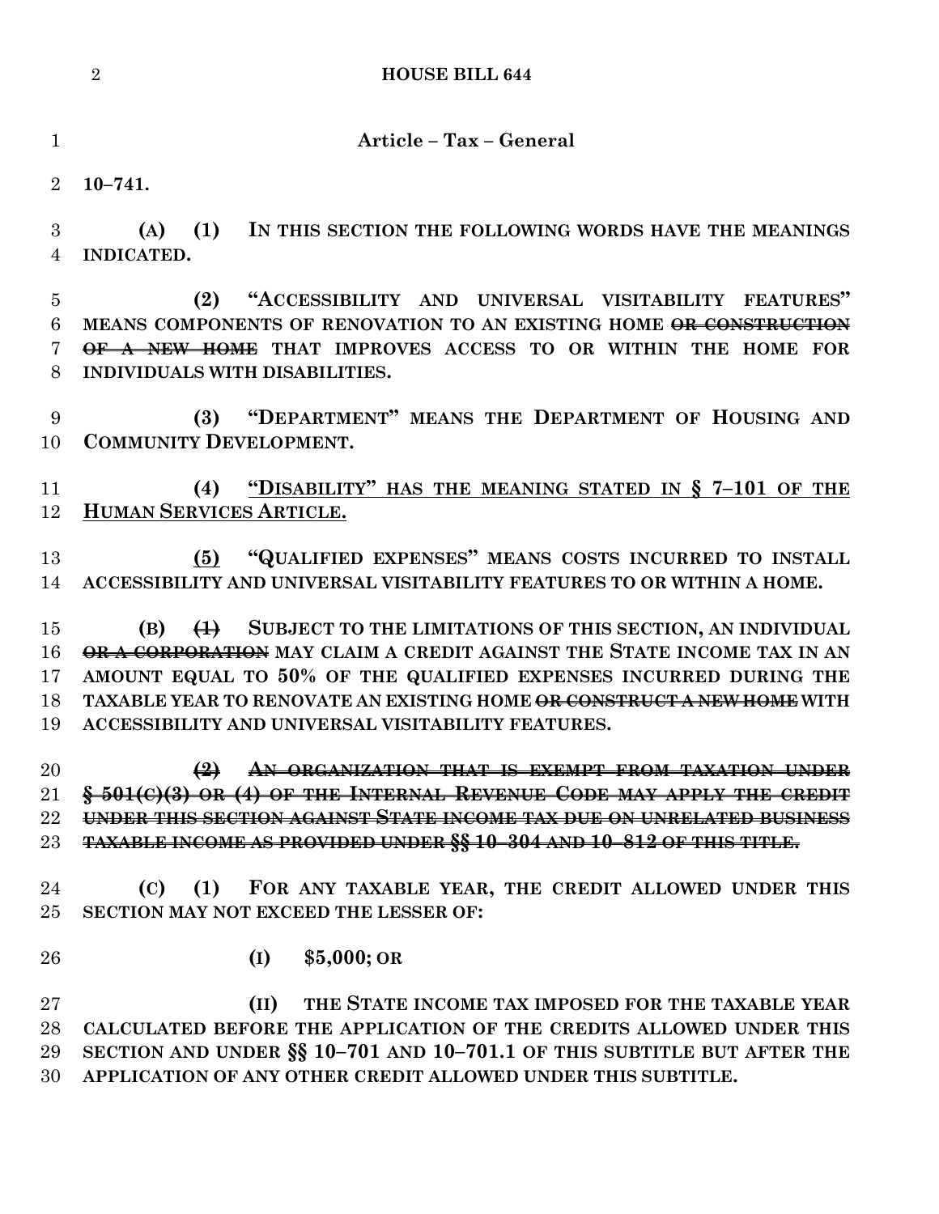## Article – Tax – General

**10–741.**

**(A) (1) IN THIS SECTION THE FOLLOWING WORDS HAVE THE MEANINGS INDICATED.**

**(2) "ACCESSIBILITY AND UNIVERSAL VISITABILITY FEATURES" MEANS COMPONENTS OF RENOVATION TO AN EXISTING HOME ~~OR CONSTRUCTION OF A NEW HOME~~ THAT IMPROVES ACCESS TO OR WITHIN THE HOME FOR INDIVIDUALS WITH DISABILITIES.**

**(3) "DEPARTMENT" MEANS THE DEPARTMENT OF HOUSING AND COMMUNITY DEVELOPMENT.**

**(4) "DISABILITY" HAS THE MEANING STATED IN § 7–101 OF THE HUMAN SERVICES ARTICLE.**

**(5) "QUALIFIED EXPENSES" MEANS COSTS INCURRED TO INSTALL ACCESSIBILITY AND UNIVERSAL VISITABILITY FEATURES TO OR WITHIN A HOME.**

**(B) ~~(1)~~ SUBJECT TO THE LIMITATIONS OF THIS SECTION, AN INDIVIDUAL ~~OR A CORPORATION~~ MAY CLAIM A CREDIT AGAINST THE STATE INCOME TAX IN AN AMOUNT EQUAL TO 50% OF THE QUALIFIED EXPENSES INCURRED DURING THE TAXABLE YEAR TO RENOVATE AN EXISTING HOME ~~OR CONSTRUCT A NEW HOME~~ WITH ACCESSIBILITY AND UNIVERSAL VISITABILITY FEATURES.**

**~~(2) AN ORGANIZATION THAT IS EXEMPT FROM TAXATION UNDER § 501(C)(3) OR (4) OF THE INTERNAL REVENUE CODE MAY APPLY THE CREDIT UNDER THIS SECTION AGAINST STATE INCOME TAX DUE ON UNRELATED BUSINESS TAXABLE INCOME AS PROVIDED UNDER §§ 10–304 AND 10–812 OF THIS TITLE.~~**

**(C) (1) FOR ANY TAXABLE YEAR, THE CREDIT ALLOWED UNDER THIS SECTION MAY NOT EXCEED THE LESSER OF:**

**(I) $5,000; OR**

**(II) THE STATE INCOME TAX IMPOSED FOR THE TAXABLE YEAR CALCULATED BEFORE THE APPLICATION OF THE CREDITS ALLOWED UNDER THIS SECTION AND UNDER §§ 10–701 AND 10–701.1 OF THIS SUBTITLE BUT AFTER THE APPLICATION OF ANY OTHER CREDIT ALLOWED UNDER THIS SUBTITLE.**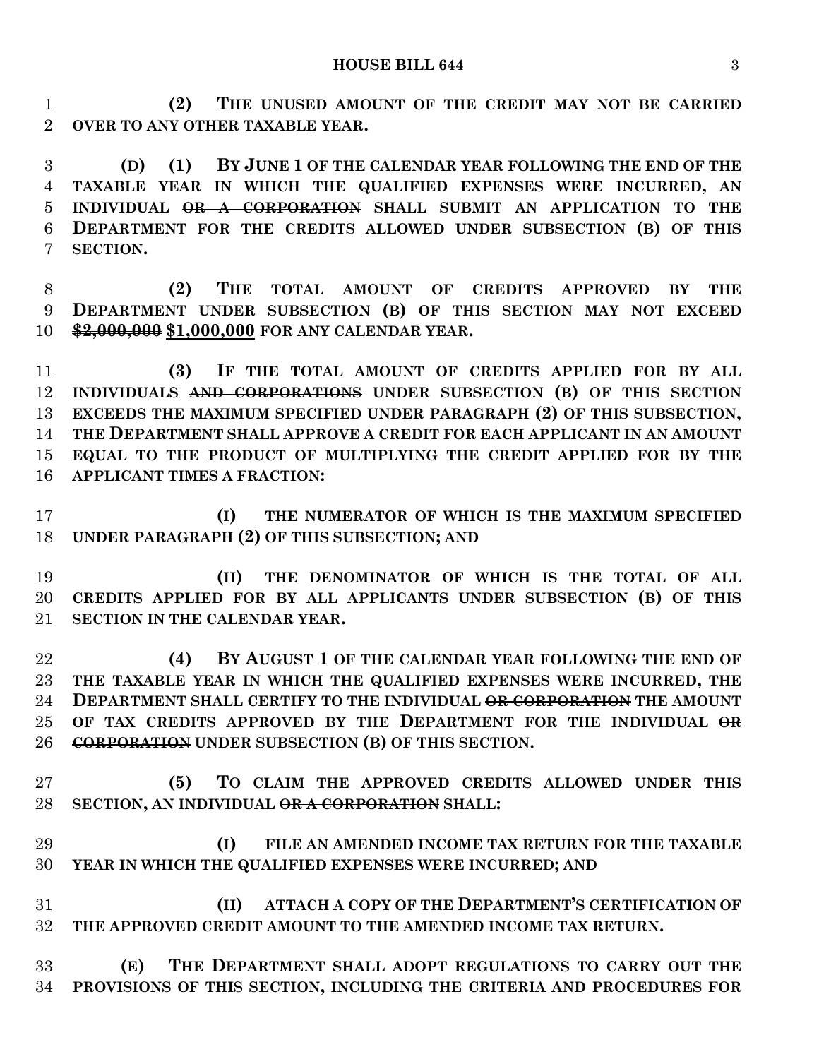**(2) THE UNUSED AMOUNT OF THE CREDIT MAY NOT BE CARRIED OVER TO ANY OTHER TAXABLE YEAR.**

**(D) (1) BY JUNE 1 OF THE CALENDAR YEAR FOLLOWING THE END OF THE TAXABLE YEAR IN WHICH THE QUALIFIED EXPENSES WERE INCURRED, AN INDIVIDUAL ~~OR A CORPORATION~~ SHALL SUBMIT AN APPLICATION TO THE DEPARTMENT FOR THE CREDITS ALLOWED UNDER SUBSECTION (B) OF THIS SECTION.**

**(2) THE TOTAL AMOUNT OF CREDITS APPROVED BY THE DEPARTMENT UNDER SUBSECTION (B) OF THIS SECTION MAY NOT EXCEED ~~$2,000,000~~ $1,000,000 FOR ANY CALENDAR YEAR.**

**(3) IF THE TOTAL AMOUNT OF CREDITS APPLIED FOR BY ALL INDIVIDUALS ~~AND CORPORATIONS~~ UNDER SUBSECTION (B) OF THIS SECTION EXCEEDS THE MAXIMUM SPECIFIED UNDER PARAGRAPH (2) OF THIS SUBSECTION, THE DEPARTMENT SHALL APPROVE A CREDIT FOR EACH APPLICANT IN AN AMOUNT EQUAL TO THE PRODUCT OF MULTIPLYING THE CREDIT APPLIED FOR BY THE APPLICANT TIMES A FRACTION:**

**(I) THE NUMERATOR OF WHICH IS THE MAXIMUM SPECIFIED UNDER PARAGRAPH (2) OF THIS SUBSECTION; AND**

**(II) THE DENOMINATOR OF WHICH IS THE TOTAL OF ALL CREDITS APPLIED FOR BY ALL APPLICANTS UNDER SUBSECTION (B) OF THIS SECTION IN THE CALENDAR YEAR.**

**(4) BY AUGUST 1 OF THE CALENDAR YEAR FOLLOWING THE END OF THE TAXABLE YEAR IN WHICH THE QUALIFIED EXPENSES WERE INCURRED, THE DEPARTMENT SHALL CERTIFY TO THE INDIVIDUAL ~~OR CORPORATION~~ THE AMOUNT OF TAX CREDITS APPROVED BY THE DEPARTMENT FOR THE INDIVIDUAL ~~OR CORPORATION~~ UNDER SUBSECTION (B) OF THIS SECTION.**

**(5) TO CLAIM THE APPROVED CREDITS ALLOWED UNDER THIS SECTION, AN INDIVIDUAL ~~OR A CORPORATION~~ SHALL:**

**(I) FILE AN AMENDED INCOME TAX RETURN FOR THE TAXABLE YEAR IN WHICH THE QUALIFIED EXPENSES WERE INCURRED; AND**

**(II) ATTACH A COPY OF THE DEPARTMENT'S CERTIFICATION OF THE APPROVED CREDIT AMOUNT TO THE AMENDED INCOME TAX RETURN.**

**(E) THE DEPARTMENT SHALL ADOPT REGULATIONS TO CARRY OUT THE PROVISIONS OF THIS SECTION, INCLUDING THE CRITERIA AND PROCEDURES FOR**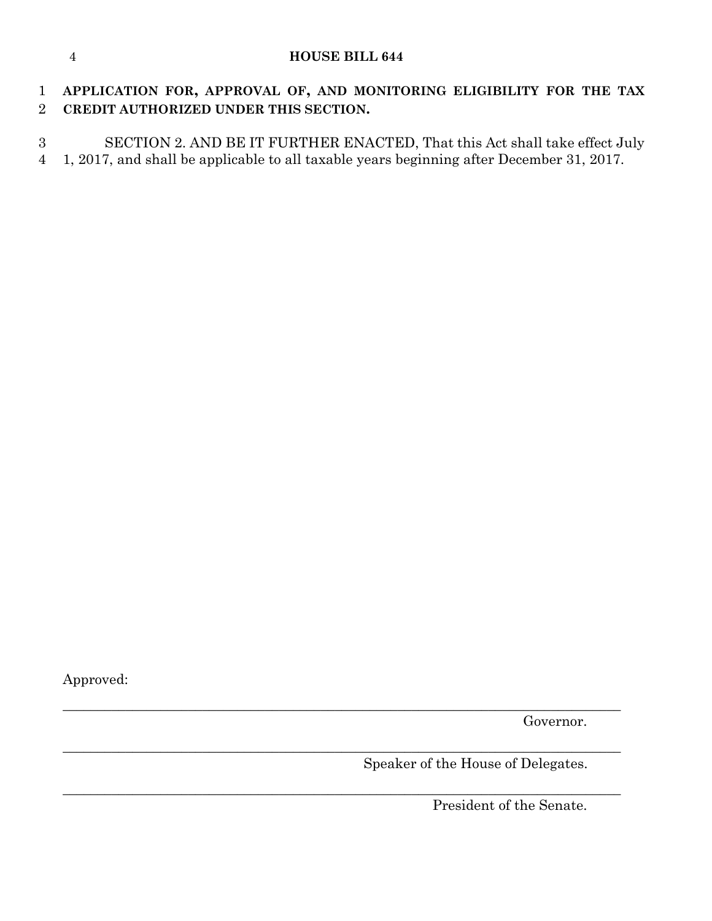**APPLICATION FOR, APPROVAL OF, AND MONITORING ELIGIBILITY FOR THE TAX CREDIT AUTHORIZED UNDER THIS SECTION.**

SECTION 2. AND BE IT FURTHER ENACTED, That this Act shall take effect July 1, 2017, and shall be applicable to all taxable years beginning after December 31, 2017.

Approved:

\_\_\_\_\_\_\_\_\_\_\_\_\_\_\_\_\_\_\_\_\_\_\_\_\_\_\_\_\_\_\_\_\_\_\_\_\_\_\_\_\_\_\_\_

Governor.

\_\_\_\_\_\_\_\_\_\_\_\_\_\_\_\_\_\_\_\_\_\_\_\_\_\_\_\_\_\_\_\_\_\_\_\_\_\_\_\_\_\_\_\_

Speaker of the House of Delegates.

\_\_\_\_\_\_\_\_\_\_\_\_\_\_\_\_\_\_\_\_\_\_\_\_\_\_\_\_\_\_\_\_\_\_\_\_\_\_\_\_\_\_\_\_

President of the Senate.